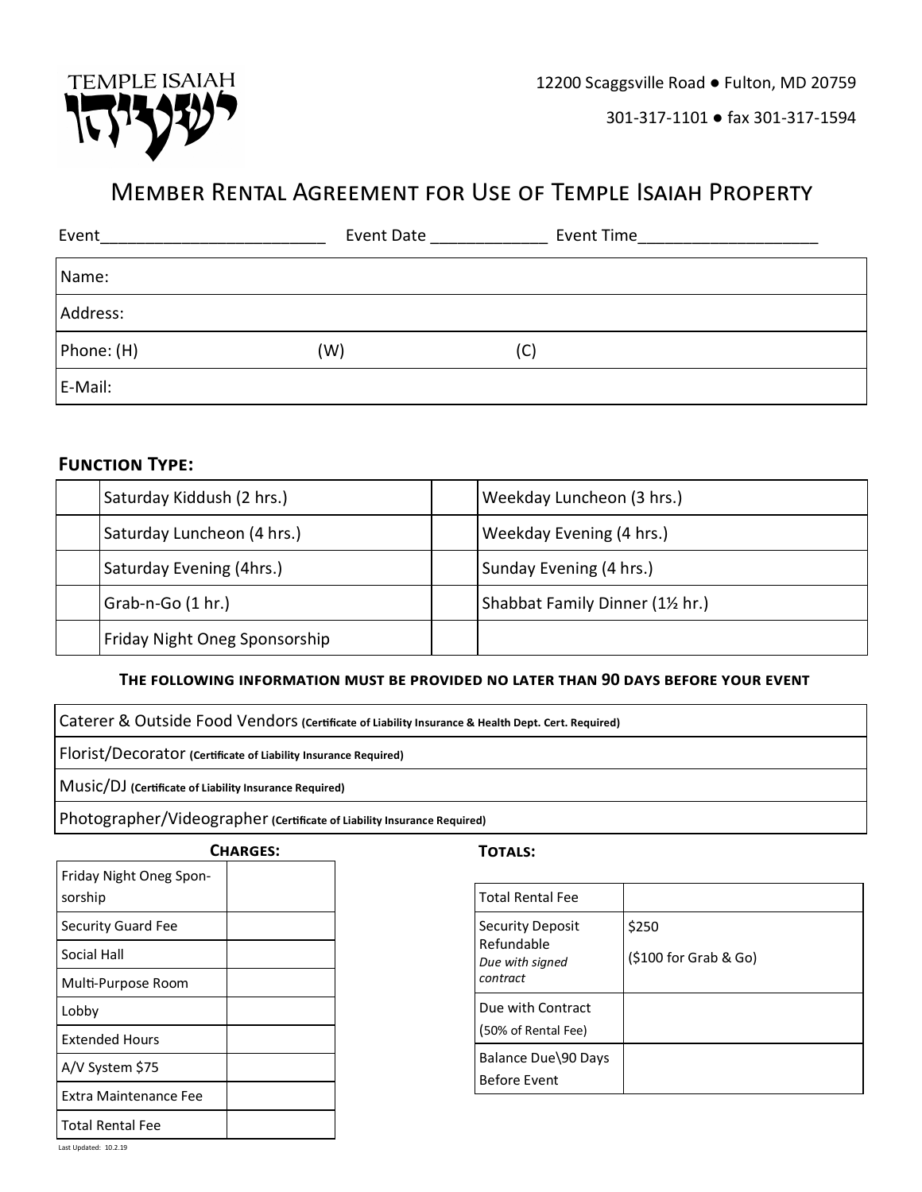TEMPLE ISAIAH ישעיהו

12200 Scaggsville Road ● Fulton, MD 20759

301-317-1101 ● fax 301-317-1594

# Member Rental Agreement for Use of Temple Isaiah Property

Event________________________ Event Date ____________ Event Time__________________

| Name: | | |
|---|---|---|
| Address: | | |
| Phone: (H) | (W) | (C) |
| E-Mail: | | |

### Function Type:

| | | | |
|---|---|---|---|
| | Saturday Kiddush (2 hrs.) | | Weekday Luncheon (3 hrs.) |
| | Saturday Luncheon (4 hrs.) | | Weekday Evening (4 hrs.) |
| | Saturday Evening (4hrs.) | | Sunday Evening (4 hrs.) |
| | Grab-n-Go (1 hr.) | | Shabbat Family Dinner (1½ hr.) |
| | Friday Night Oneg Sponsorship | | |

**The following information must be provided no later than 90 days before your event**

| |
|---|
| Caterer & Outside Food Vendors **(Certificate of Liability Insurance & Health Dept. Cert. Required)** |
| Florist/Decorator **(Certificate of Liability Insurance Required)** |
| Music/DJ **(Certificate of Liability Insurance Required)** |
| Photographer/Videographer **(Certificate of Liability Insurance Required)** |

**Charges:**

| | |
|---|---|
| Friday Night Oneg Sponsorship | |
| Security Guard Fee | |
| Social Hall | |
| Multi-Purpose Room | |
| Lobby | |
| Extended Hours | |
| A/V System $75 | |
| Extra Maintenance Fee | |
| Total Rental Fee | |

**Totals:**

| | |
|---|---|
| Total Rental Fee | |
| Security Deposit Refundable *Due with signed contract* | $250 ($100 for Grab & Go) |
| Due with Contract (50% of Rental Fee) | |
| Balance Due\90 Days Before Event | |

Last Updated: 10.2.19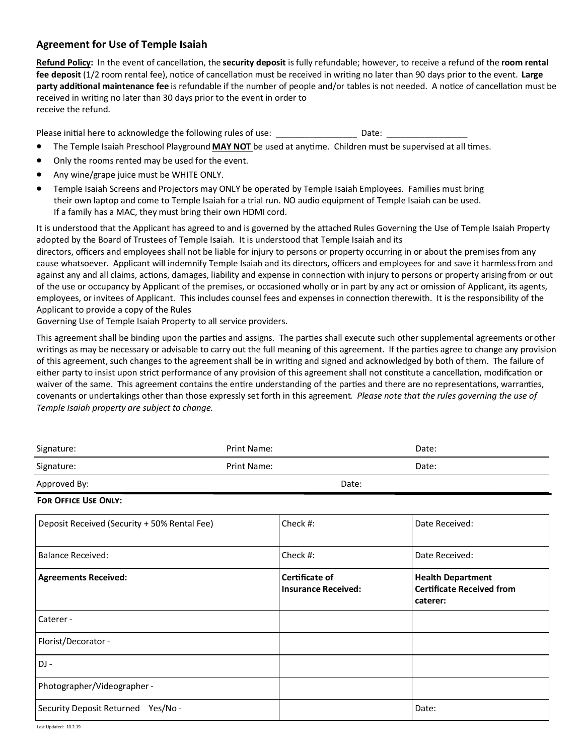## Agreement for Use of Temple Isaiah

**Refund Policy:** In the event of cancellation, the **security deposit** is fully refundable; however, to receive a refund of the **room rental fee deposit** (1/2 room rental fee), notice of cancellation must be received in writing no later than 90 days prior to the event. **Large party additional maintenance fee** is refundable if the number of people and/or tables is not needed. A notice of cancellation must be received in writing no later than 30 days prior to the event in order to receive the refund.

Please initial here to acknowledge the following rules of use: ________________ Date: ________________

- The Temple Isaiah Preschool Playground **MAY NOT** be used at anytime. Children must be supervised at all times.
- Only the rooms rented may be used for the event.
- Any wine/grape juice must be WHITE ONLY.
- Temple Isaiah Screens and Projectors may ONLY be operated by Temple Isaiah Employees. Families must bring their own laptop and come to Temple Isaiah for a trial run. NO audio equipment of Temple Isaiah can be used. If a family has a MAC, they must bring their own HDMI cord.

It is understood that the Applicant has agreed to and is governed by the attached Rules Governing the Use of Temple Isaiah Property adopted by the Board of Trustees of Temple Isaiah. It is understood that Temple Isaiah and its directors, officers and employees shall not be liable for injury to persons or property occurring in or about the premises from any cause whatsoever. Applicant will indemnify Temple Isaiah and its directors, officers and employees for and save it harmless from and against any and all claims, actions, damages, liability and expense in connection with injury to persons or property arising from or out of the use or occupancy by Applicant of the premises, or occasioned wholly or in part by any act or omission of Applicant, its agents, employees, or invitees of Applicant. This includes counsel fees and expenses in connection therewith. It is the responsibility of the Applicant to provide a copy of the Rules Governing Use of Temple Isaiah Property to all service providers.

This agreement shall be binding upon the parties and assigns. The parties shall execute such other supplemental agreements or other writings as may be necessary or advisable to carry out the full meaning of this agreement. If the parties agree to change any provision of this agreement, such changes to the agreement shall be in writing and signed and acknowledged by both of them. The failure of either party to insist upon strict performance of any provision of this agreement shall not constitute a cancellation, modification or waiver of the same. This agreement contains the entire understanding of the parties and there are no representations, warranties, covenants or undertakings other than those expressly set forth in this agreement. *Please note that the rules governing the use of Temple Isaiah property are subject to change.*

Signature: Print Name: Date:

Signature: Print Name: Date:

Approved By: Date:

**FOR OFFICE USE ONLY:**

| | | |
|---|---|---|
| Deposit Received (Security + 50% Rental Fee) | Check #: | Date Received: |
| Balance Received: | Check #: | Date Received: |
| **Agreements Received:** | **Certificate of Insurance Received:** | **Health Department Certificate Received from caterer:** |
| Caterer - | | |
| Florist/Decorator - | | |
| DJ - | | |
| Photographer/Videographer - | | |
| Security Deposit Returned Yes/No - | | Date: |

Last Updated: 10.2.19